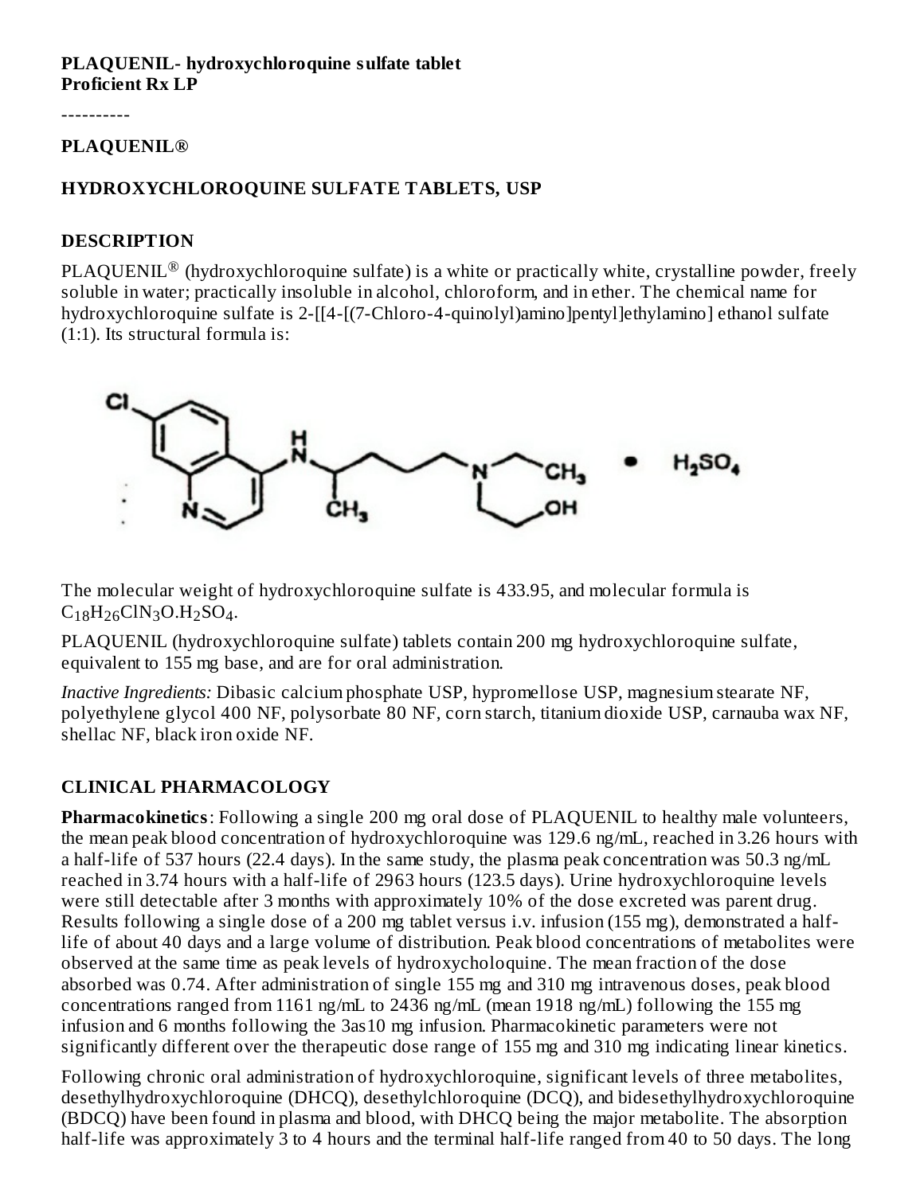**PLAQUENIL- hydroxychloroquine sulfate tablet**
**Proficient Rx LP**

----------

**PLAQUENIL®**

**HYDROXYCHLOROQUINE SULFATE TABLETS, USP**

## DESCRIPTION

PLAQUENIL® (hydroxychloroquine sulfate) is a white or practically white, crystalline powder, freely soluble in water; practically insoluble in alcohol, chloroform, and in ether. The chemical name for hydroxychloroquine sulfate is 2-[[4-[(7-Chloro-4-quinolyl)amino]pentyl]ethylamino] ethanol sulfate (1:1). Its structural formula is:

The molecular weight of hydroxychloroquine sulfate is 433.95, and molecular formula is $C_{18}H_{26}ClN_3O.H_2SO_4$.

PLAQUENIL (hydroxychloroquine sulfate) tablets contain 200 mg hydroxychloroquine sulfate, equivalent to 155 mg base, and are for oral administration.

*Inactive Ingredients:* Dibasic calcium phosphate USP, hypromellose USP, magnesium stearate NF, polyethylene glycol 400 NF, polysorbate 80 NF, corn starch, titanium dioxide USP, carnauba wax NF, shellac NF, black iron oxide NF.

## CLINICAL PHARMACOLOGY

**Pharmacokinetics**: Following a single 200 mg oral dose of PLAQUENIL to healthy male volunteers, the mean peak blood concentration of hydroxychloroquine was 129.6 ng/mL, reached in 3.26 hours with a half-life of 537 hours (22.4 days). In the same study, the plasma peak concentration was 50.3 ng/mL reached in 3.74 hours with a half-life of 2963 hours (123.5 days). Urine hydroxychloroquine levels were still detectable after 3 months with approximately 10% of the dose excreted was parent drug. Results following a single dose of a 200 mg tablet versus i.v. infusion (155 mg), demonstrated a half-life of about 40 days and a large volume of distribution. Peak blood concentrations of metabolites were observed at the same time as peak levels of hydroxycholoquine. The mean fraction of the dose absorbed was 0.74. After administration of single 155 mg and 310 mg intravenous doses, peak blood concentrations ranged from 1161 ng/mL to 2436 ng/mL (mean 1918 ng/mL) following the 155 mg infusion and 6 months following the 3as10 mg infusion. Pharmacokinetic parameters were not significantly different over the therapeutic dose range of 155 mg and 310 mg indicating linear kinetics.

Following chronic oral administration of hydroxychloroquine, significant levels of three metabolites, desethylhydroxychloroquine (DHCQ), desethylchloroquine (DCQ), and bidesethylhydroxychloroquine (BDCQ) have been found in plasma and blood, with DHCQ being the major metabolite. The absorption half-life was approximately 3 to 4 hours and the terminal half-life ranged from 40 to 50 days. The long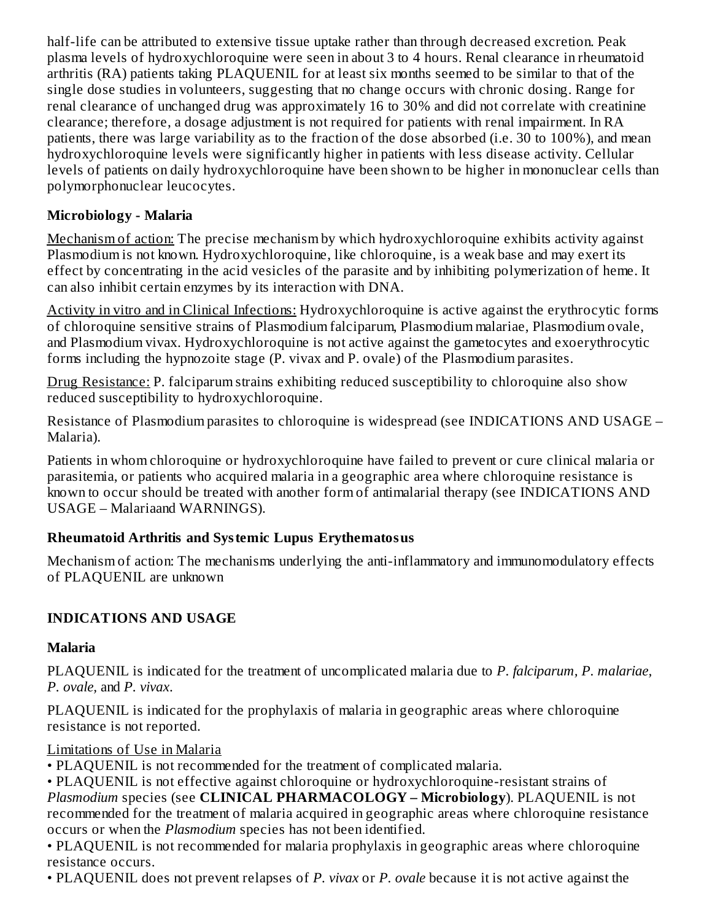half-life can be attributed to extensive tissue uptake rather than through decreased excretion. Peak plasma levels of hydroxychloroquine were seen in about 3 to 4 hours. Renal clearance in rheumatoid arthritis (RA) patients taking PLAQUENIL for at least six months seemed to be similar to that of the single dose studies in volunteers, suggesting that no change occurs with chronic dosing. Range for renal clearance of unchanged drug was approximately 16 to 30% and did not correlate with creatinine clearance; therefore, a dosage adjustment is not required for patients with renal impairment. In RA patients, there was large variability as to the fraction of the dose absorbed (i.e. 30 to 100%), and mean hydroxychloroquine levels were significantly higher in patients with less disease activity. Cellular levels of patients on daily hydroxychloroquine have been shown to be higher in mononuclear cells than polymorphonuclear leucocytes.

### Microbiology - Malaria

Mechanism of action: The precise mechanism by which hydroxychloroquine exhibits activity against Plasmodium is not known. Hydroxychloroquine, like chloroquine, is a weak base and may exert its effect by concentrating in the acid vesicles of the parasite and by inhibiting polymerization of heme. It can also inhibit certain enzymes by its interaction with DNA.

Activity in vitro and in Clinical Infections: Hydroxychloroquine is active against the erythrocytic forms of chloroquine sensitive strains of Plasmodium falciparum, Plasmodium malariae, Plasmodium ovale, and Plasmodium vivax. Hydroxychloroquine is not active against the gametocytes and exoerythrocytic forms including the hypnozoite stage (P. vivax and P. ovale) of the Plasmodium parasites.

Drug Resistance: P. falciparum strains exhibiting reduced susceptibility to chloroquine also show reduced susceptibility to hydroxychloroquine.

Resistance of Plasmodium parasites to chloroquine is widespread (see INDICATIONS AND USAGE – Malaria).

Patients in whom chloroquine or hydroxychloroquine have failed to prevent or cure clinical malaria or parasitemia, or patients who acquired malaria in a geographic area where chloroquine resistance is known to occur should be treated with another form of antimalarial therapy (see INDICATIONS AND USAGE – Malariaand WARNINGS).

### Rheumatoid Arthritis and Systemic Lupus Erythematosus

Mechanism of action: The mechanisms underlying the anti-inflammatory and immunomodulatory effects of PLAQUENIL are unknown

## INDICATIONS AND USAGE

### Malaria

PLAQUENIL is indicated for the treatment of uncomplicated malaria due to *P. falciparum*, *P. malariae*, *P. ovale*, and *P. vivax*.

PLAQUENIL is indicated for the prophylaxis of malaria in geographic areas where chloroquine resistance is not reported.

Limitations of Use in Malaria

- PLAQUENIL is not recommended for the treatment of complicated malaria.
- PLAQUENIL is not effective against chloroquine or hydroxychloroquine-resistant strains of *Plasmodium* species (see **CLINICAL PHARMACOLOGY – Microbiology**). PLAQUENIL is not recommended for the treatment of malaria acquired in geographic areas where chloroquine resistance occurs or when the *Plasmodium* species has not been identified.
- PLAQUENIL is not recommended for malaria prophylaxis in geographic areas where chloroquine resistance occurs.
- PLAQUENIL does not prevent relapses of *P. vivax* or *P. ovale* because it is not active against the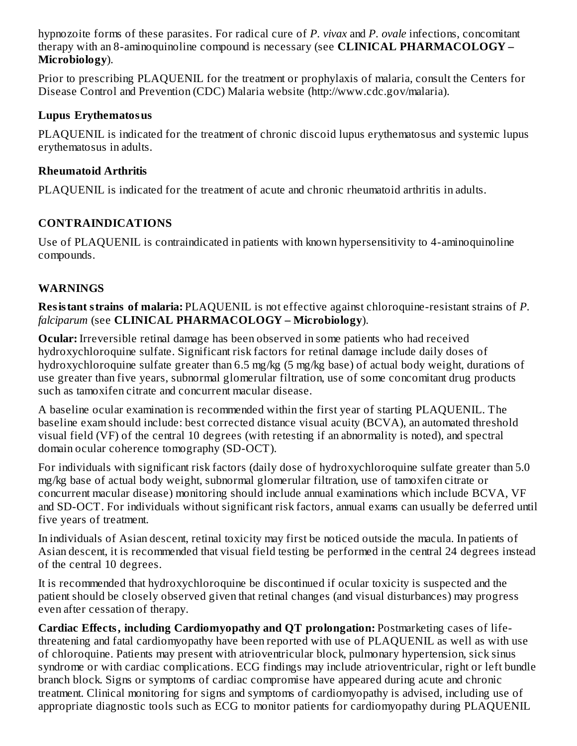hypnozoite forms of these parasites. For radical cure of *P. vivax* and *P. ovale* infections, concomitant therapy with an 8-aminoquinoline compound is necessary (see **CLINICAL PHARMACOLOGY – Microbiology**).

Prior to prescribing PLAQUENIL for the treatment or prophylaxis of malaria, consult the Centers for Disease Control and Prevention (CDC) Malaria website (http://www.cdc.gov/malaria).

### Lupus Erythematosus

PLAQUENIL is indicated for the treatment of chronic discoid lupus erythematosus and systemic lupus erythematosus in adults.

### Rheumatoid Arthritis

PLAQUENIL is indicated for the treatment of acute and chronic rheumatoid arthritis in adults.

## CONTRAINDICATIONS

Use of PLAQUENIL is contraindicated in patients with known hypersensitivity to 4-aminoquinoline compounds.

## WARNINGS

**Resistant strains of malaria:** PLAQUENIL is not effective against chloroquine-resistant strains of *P. falciparum* (see **CLINICAL PHARMACOLOGY – Microbiology**).

**Ocular:** Irreversible retinal damage has been observed in some patients who had received hydroxychloroquine sulfate. Significant risk factors for retinal damage include daily doses of hydroxychloroquine sulfate greater than 6.5 mg/kg (5 mg/kg base) of actual body weight, durations of use greater than five years, subnormal glomerular filtration, use of some concomitant drug products such as tamoxifen citrate and concurrent macular disease.

A baseline ocular examination is recommended within the first year of starting PLAQUENIL. The baseline exam should include: best corrected distance visual acuity (BCVA), an automated threshold visual field (VF) of the central 10 degrees (with retesting if an abnormality is noted), and spectral domain ocular coherence tomography (SD-OCT).

For individuals with significant risk factors (daily dose of hydroxychloroquine sulfate greater than 5.0 mg/kg base of actual body weight, subnormal glomerular filtration, use of tamoxifen citrate or concurrent macular disease) monitoring should include annual examinations which include BCVA, VF and SD-OCT. For individuals without significant risk factors, annual exams can usually be deferred until five years of treatment.

In individuals of Asian descent, retinal toxicity may first be noticed outside the macula. In patients of Asian descent, it is recommended that visual field testing be performed in the central 24 degrees instead of the central 10 degrees.

It is recommended that hydroxychloroquine be discontinued if ocular toxicity is suspected and the patient should be closely observed given that retinal changes (and visual disturbances) may progress even after cessation of therapy.

**Cardiac Effects, including Cardiomyopathy and QT prolongation:** Postmarketing cases of life-threatening and fatal cardiomyopathy have been reported with use of PLAQUENIL as well as with use of chloroquine. Patients may present with atrioventricular block, pulmonary hypertension, sick sinus syndrome or with cardiac complications. ECG findings may include atrioventricular, right or left bundle branch block. Signs or symptoms of cardiac compromise have appeared during acute and chronic treatment. Clinical monitoring for signs and symptoms of cardiomyopathy is advised, including use of appropriate diagnostic tools such as ECG to monitor patients for cardiomyopathy during PLAQUENIL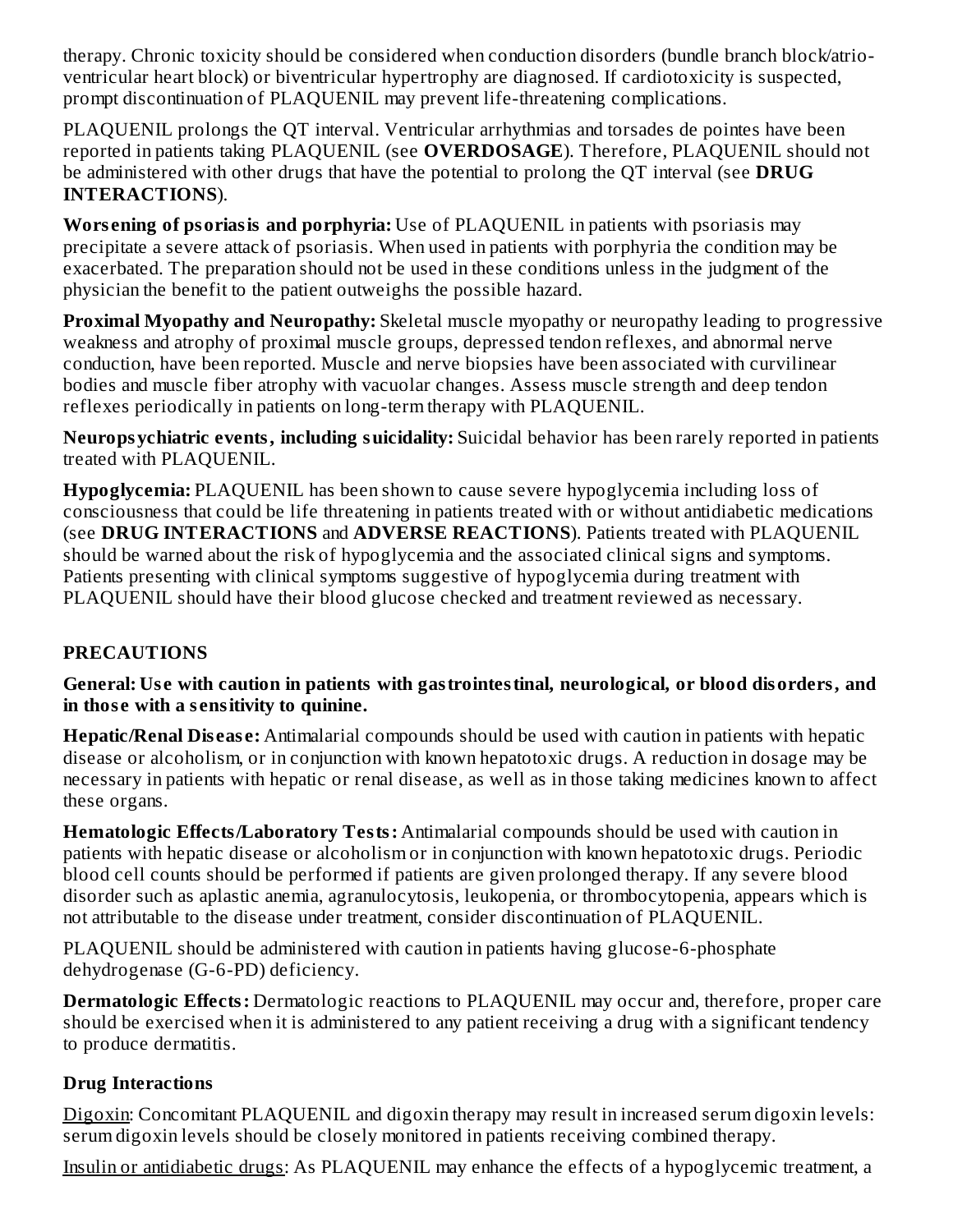therapy. Chronic toxicity should be considered when conduction disorders (bundle branch block/atrio-ventricular heart block) or biventricular hypertrophy are diagnosed. If cardiotoxicity is suspected, prompt discontinuation of PLAQUENIL may prevent life-threatening complications.

PLAQUENIL prolongs the QT interval. Ventricular arrhythmias and torsades de pointes have been reported in patients taking PLAQUENIL (see **OVERDOSAGE**). Therefore, PLAQUENIL should not be administered with other drugs that have the potential to prolong the QT interval (see **DRUG INTERACTIONS**).

**Worsening of psoriasis and porphyria:** Use of PLAQUENIL in patients with psoriasis may precipitate a severe attack of psoriasis. When used in patients with porphyria the condition may be exacerbated. The preparation should not be used in these conditions unless in the judgment of the physician the benefit to the patient outweighs the possible hazard.

**Proximal Myopathy and Neuropathy:** Skeletal muscle myopathy or neuropathy leading to progressive weakness and atrophy of proximal muscle groups, depressed tendon reflexes, and abnormal nerve conduction, have been reported. Muscle and nerve biopsies have been associated with curvilinear bodies and muscle fiber atrophy with vacuolar changes. Assess muscle strength and deep tendon reflexes periodically in patients on long-term therapy with PLAQUENIL.

**Neuropsychiatric events, including suicidality:** Suicidal behavior has been rarely reported in patients treated with PLAQUENIL.

**Hypoglycemia:** PLAQUENIL has been shown to cause severe hypoglycemia including loss of consciousness that could be life threatening in patients treated with or without antidiabetic medications (see **DRUG INTERACTIONS** and **ADVERSE REACTIONS**). Patients treated with PLAQUENIL should be warned about the risk of hypoglycemia and the associated clinical signs and symptoms. Patients presenting with clinical symptoms suggestive of hypoglycemia during treatment with PLAQUENIL should have their blood glucose checked and treatment reviewed as necessary.

## PRECAUTIONS

**General: Use with caution in patients with gastrointestinal, neurological, or blood disorders, and in those with a sensitivity to quinine.**

**Hepatic/Renal Disease:** Antimalarial compounds should be used with caution in patients with hepatic disease or alcoholism, or in conjunction with known hepatotoxic drugs. A reduction in dosage may be necessary in patients with hepatic or renal disease, as well as in those taking medicines known to affect these organs.

**Hematologic Effects/Laboratory Tests:** Antimalarial compounds should be used with caution in patients with hepatic disease or alcoholism or in conjunction with known hepatotoxic drugs. Periodic blood cell counts should be performed if patients are given prolonged therapy. If any severe blood disorder such as aplastic anemia, agranulocytosis, leukopenia, or thrombocytopenia, appears which is not attributable to the disease under treatment, consider discontinuation of PLAQUENIL.

PLAQUENIL should be administered with caution in patients having glucose-6-phosphate dehydrogenase (G-6-PD) deficiency.

**Dermatologic Effects:** Dermatologic reactions to PLAQUENIL may occur and, therefore, proper care should be exercised when it is administered to any patient receiving a drug with a significant tendency to produce dermatitis.

### Drug Interactions

Digoxin: Concomitant PLAQUENIL and digoxin therapy may result in increased serum digoxin levels: serum digoxin levels should be closely monitored in patients receiving combined therapy.

Insulin or antidiabetic drugs: As PLAQUENIL may enhance the effects of a hypoglycemic treatment, a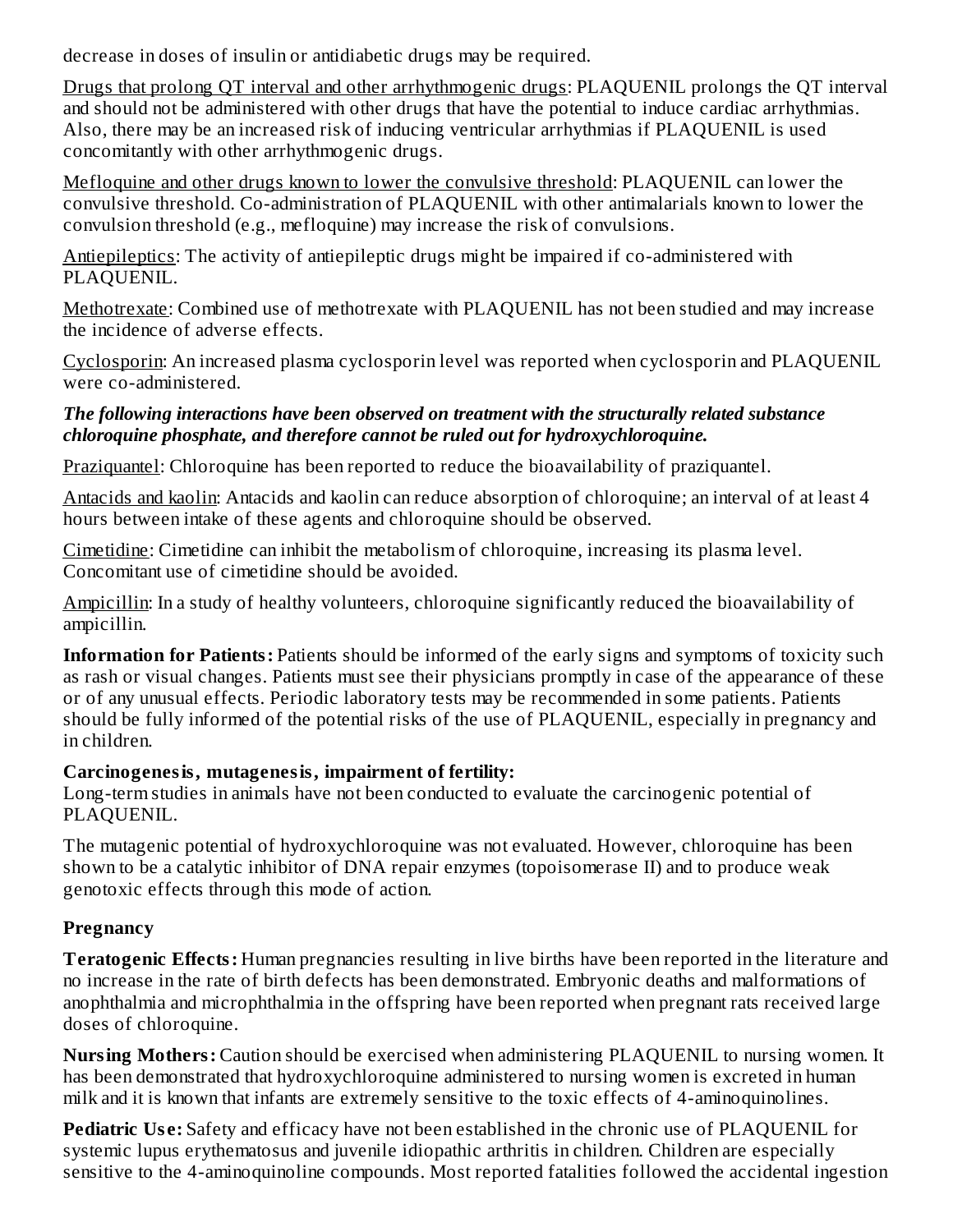decrease in doses of insulin or antidiabetic drugs may be required.

Drugs that prolong QT interval and other arrhythmogenic drugs: PLAQUENIL prolongs the QT interval and should not be administered with other drugs that have the potential to induce cardiac arrhythmias. Also, there may be an increased risk of inducing ventricular arrhythmias if PLAQUENIL is used concomitantly with other arrhythmogenic drugs.

Mefloquine and other drugs known to lower the convulsive threshold: PLAQUENIL can lower the convulsive threshold. Co-administration of PLAQUENIL with other antimalarials known to lower the convulsion threshold (e.g., mefloquine) may increase the risk of convulsions.

Antiepileptics: The activity of antiepileptic drugs might be impaired if co-administered with PLAQUENIL.

Methotrexate: Combined use of methotrexate with PLAQUENIL has not been studied and may increase the incidence of adverse effects.

Cyclosporin: An increased plasma cyclosporin level was reported when cyclosporin and PLAQUENIL were co-administered.

***The following interactions have been observed on treatment with the structurally related substance chloroquine phosphate, and therefore cannot be ruled out for hydroxychloroquine.***

Praziquantel: Chloroquine has been reported to reduce the bioavailability of praziquantel.

Antacids and kaolin: Antacids and kaolin can reduce absorption of chloroquine; an interval of at least 4 hours between intake of these agents and chloroquine should be observed.

Cimetidine: Cimetidine can inhibit the metabolism of chloroquine, increasing its plasma level. Concomitant use of cimetidine should be avoided.

Ampicillin: In a study of healthy volunteers, chloroquine significantly reduced the bioavailability of ampicillin.

**Information for Patients:** Patients should be informed of the early signs and symptoms of toxicity such as rash or visual changes. Patients must see their physicians promptly in case of the appearance of these or of any unusual effects. Periodic laboratory tests may be recommended in some patients. Patients should be fully informed of the potential risks of the use of PLAQUENIL, especially in pregnancy and in children.

**Carcinogenesis, mutagenesis, impairment of fertility:**
Long-term studies in animals have not been conducted to evaluate the carcinogenic potential of PLAQUENIL.

The mutagenic potential of hydroxychloroquine was not evaluated. However, chloroquine has been shown to be a catalytic inhibitor of DNA repair enzymes (topoisomerase II) and to produce weak genotoxic effects through this mode of action.

**Pregnancy**

**Teratogenic Effects:** Human pregnancies resulting in live births have been reported in the literature and no increase in the rate of birth defects has been demonstrated. Embryonic deaths and malformations of anophthalmia and microphthalmia in the offspring have been reported when pregnant rats received large doses of chloroquine.

**Nursing Mothers:** Caution should be exercised when administering PLAQUENIL to nursing women. It has been demonstrated that hydroxychloroquine administered to nursing women is excreted in human milk and it is known that infants are extremely sensitive to the toxic effects of 4-aminoquinolines.

**Pediatric Use:** Safety and efficacy have not been established in the chronic use of PLAQUENIL for systemic lupus erythematosus and juvenile idiopathic arthritis in children. Children are especially sensitive to the 4-aminoquinoline compounds. Most reported fatalities followed the accidental ingestion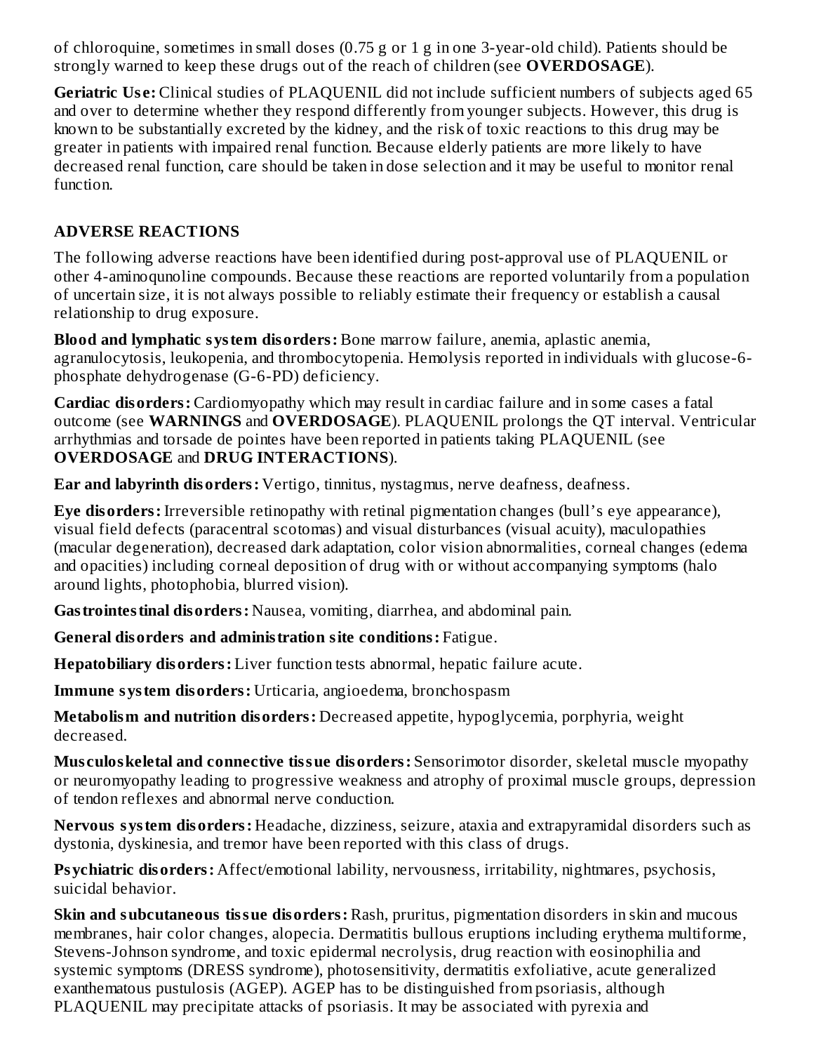of chloroquine, sometimes in small doses (0.75 g or 1 g in one 3-year-old child). Patients should be strongly warned to keep these drugs out of the reach of children (see **OVERDOSAGE**).

**Geriatric Use:** Clinical studies of PLAQUENIL did not include sufficient numbers of subjects aged 65 and over to determine whether they respond differently from younger subjects. However, this drug is known to be substantially excreted by the kidney, and the risk of toxic reactions to this drug may be greater in patients with impaired renal function. Because elderly patients are more likely to have decreased renal function, care should be taken in dose selection and it may be useful to monitor renal function.

## ADVERSE REACTIONS

The following adverse reactions have been identified during post-approval use of PLAQUENIL or other 4-aminoqunoline compounds. Because these reactions are reported voluntarily from a population of uncertain size, it is not always possible to reliably estimate their frequency or establish a causal relationship to drug exposure.

**Blood and lymphatic system disorders:** Bone marrow failure, anemia, aplastic anemia, agranulocytosis, leukopenia, and thrombocytopenia. Hemolysis reported in individuals with glucose-6-phosphate dehydrogenase (G-6-PD) deficiency.

**Cardiac disorders:** Cardiomyopathy which may result in cardiac failure and in some cases a fatal outcome (see **WARNINGS** and **OVERDOSAGE**). PLAQUENIL prolongs the QT interval. Ventricular arrhythmias and torsade de pointes have been reported in patients taking PLAQUENIL (see **OVERDOSAGE** and **DRUG INTERACTIONS**).

**Ear and labyrinth disorders:** Vertigo, tinnitus, nystagmus, nerve deafness, deafness.

**Eye disorders:** Irreversible retinopathy with retinal pigmentation changes (bull's eye appearance), visual field defects (paracentral scotomas) and visual disturbances (visual acuity), maculopathies (macular degeneration), decreased dark adaptation, color vision abnormalities, corneal changes (edema and opacities) including corneal deposition of drug with or without accompanying symptoms (halo around lights, photophobia, blurred vision).

**Gastrointestinal disorders:** Nausea, vomiting, diarrhea, and abdominal pain.

**General disorders and administration site conditions:** Fatigue.

**Hepatobiliary disorders:** Liver function tests abnormal, hepatic failure acute.

**Immune system disorders:** Urticaria, angioedema, bronchospasm

**Metabolism and nutrition disorders:** Decreased appetite, hypoglycemia, porphyria, weight decreased.

**Musculoskeletal and connective tissue disorders:** Sensorimotor disorder, skeletal muscle myopathy or neuromyopathy leading to progressive weakness and atrophy of proximal muscle groups, depression of tendon reflexes and abnormal nerve conduction.

**Nervous system disorders:** Headache, dizziness, seizure, ataxia and extrapyramidal disorders such as dystonia, dyskinesia, and tremor have been reported with this class of drugs.

**Psychiatric disorders:** Affect/emotional lability, nervousness, irritability, nightmares, psychosis, suicidal behavior.

**Skin and subcutaneous tissue disorders:** Rash, pruritus, pigmentation disorders in skin and mucous membranes, hair color changes, alopecia. Dermatitis bullous eruptions including erythema multiforme, Stevens-Johnson syndrome, and toxic epidermal necrolysis, drug reaction with eosinophilia and systemic symptoms (DRESS syndrome), photosensitivity, dermatitis exfoliative, acute generalized exanthematous pustulosis (AGEP). AGEP has to be distinguished from psoriasis, although PLAQUENIL may precipitate attacks of psoriasis. It may be associated with pyrexia and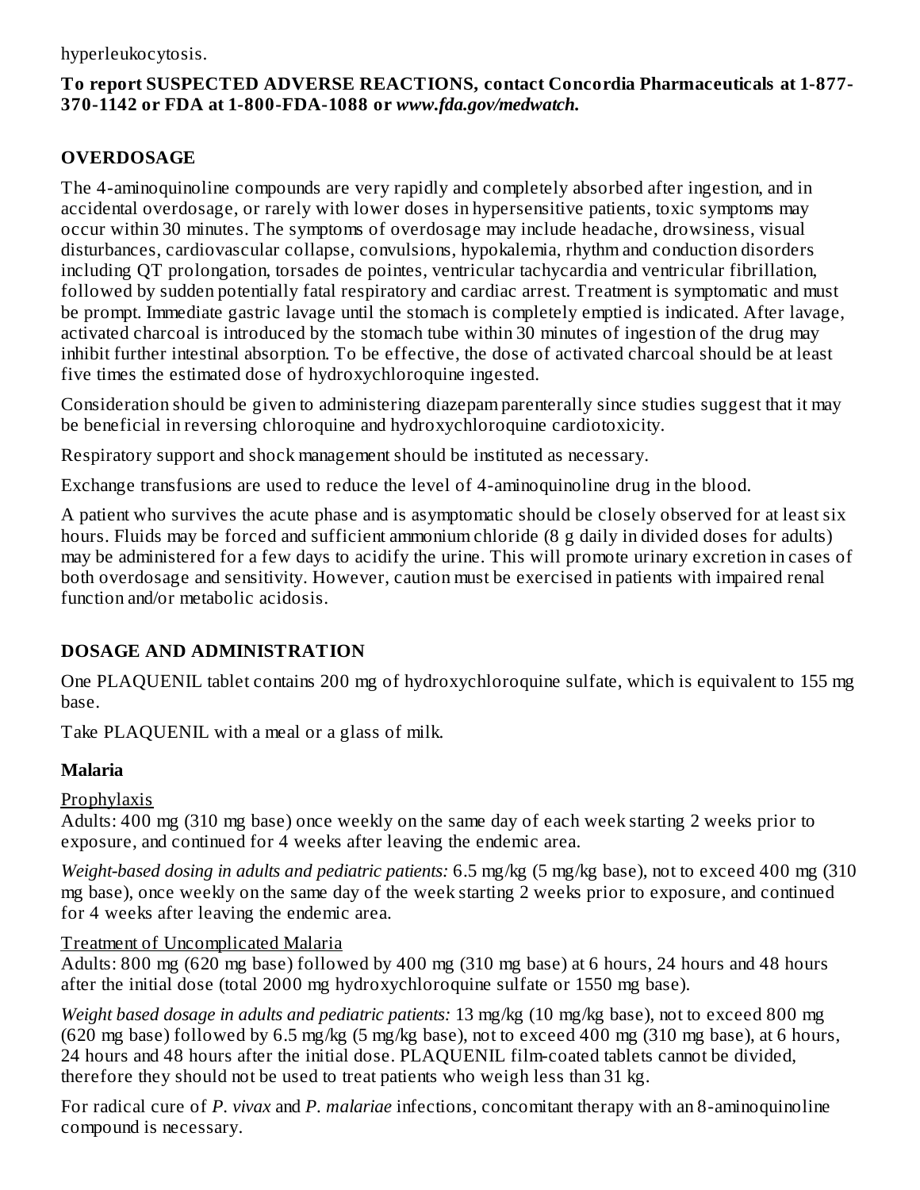hyperleukocytosis.

**To report SUSPECTED ADVERSE REACTIONS, contact Concordia Pharmaceuticals at 1-877-370-1142 or FDA at 1-800-FDA-1088 or *www.fda.gov/medwatch.***

## OVERDOSAGE

The 4-aminoquinoline compounds are very rapidly and completely absorbed after ingestion, and in accidental overdosage, or rarely with lower doses in hypersensitive patients, toxic symptoms may occur within 30 minutes. The symptoms of overdosage may include headache, drowsiness, visual disturbances, cardiovascular collapse, convulsions, hypokalemia, rhythm and conduction disorders including QT prolongation, torsades de pointes, ventricular tachycardia and ventricular fibrillation, followed by sudden potentially fatal respiratory and cardiac arrest. Treatment is symptomatic and must be prompt. Immediate gastric lavage until the stomach is completely emptied is indicated. After lavage, activated charcoal is introduced by the stomach tube within 30 minutes of ingestion of the drug may inhibit further intestinal absorption. To be effective, the dose of activated charcoal should be at least five times the estimated dose of hydroxychloroquine ingested.

Consideration should be given to administering diazepam parenterally since studies suggest that it may be beneficial in reversing chloroquine and hydroxychloroquine cardiotoxicity.

Respiratory support and shock management should be instituted as necessary.

Exchange transfusions are used to reduce the level of 4-aminoquinoline drug in the blood.

A patient who survives the acute phase and is asymptomatic should be closely observed for at least six hours. Fluids may be forced and sufficient ammonium chloride (8 g daily in divided doses for adults) may be administered for a few days to acidify the urine. This will promote urinary excretion in cases of both overdosage and sensitivity. However, caution must be exercised in patients with impaired renal function and/or metabolic acidosis.

## DOSAGE AND ADMINISTRATION

One PLAQUENIL tablet contains 200 mg of hydroxychloroquine sulfate, which is equivalent to 155 mg base.

Take PLAQUENIL with a meal or a glass of milk.

### Malaria

Prophylaxis

Adults: 400 mg (310 mg base) once weekly on the same day of each week starting 2 weeks prior to exposure, and continued for 4 weeks after leaving the endemic area.

*Weight-based dosing in adults and pediatric patients:* 6.5 mg/kg (5 mg/kg base), not to exceed 400 mg (310 mg base), once weekly on the same day of the week starting 2 weeks prior to exposure, and continued for 4 weeks after leaving the endemic area.

Treatment of Uncomplicated Malaria

Adults: 800 mg (620 mg base) followed by 400 mg (310 mg base) at 6 hours, 24 hours and 48 hours after the initial dose (total 2000 mg hydroxychloroquine sulfate or 1550 mg base).

*Weight based dosage in adults and pediatric patients:* 13 mg/kg (10 mg/kg base), not to exceed 800 mg (620 mg base) followed by 6.5 mg/kg (5 mg/kg base), not to exceed 400 mg (310 mg base), at 6 hours, 24 hours and 48 hours after the initial dose. PLAQUENIL film-coated tablets cannot be divided, therefore they should not be used to treat patients who weigh less than 31 kg.

For radical cure of *P. vivax* and *P. malariae* infections, concomitant therapy with an 8-aminoquinoline compound is necessary.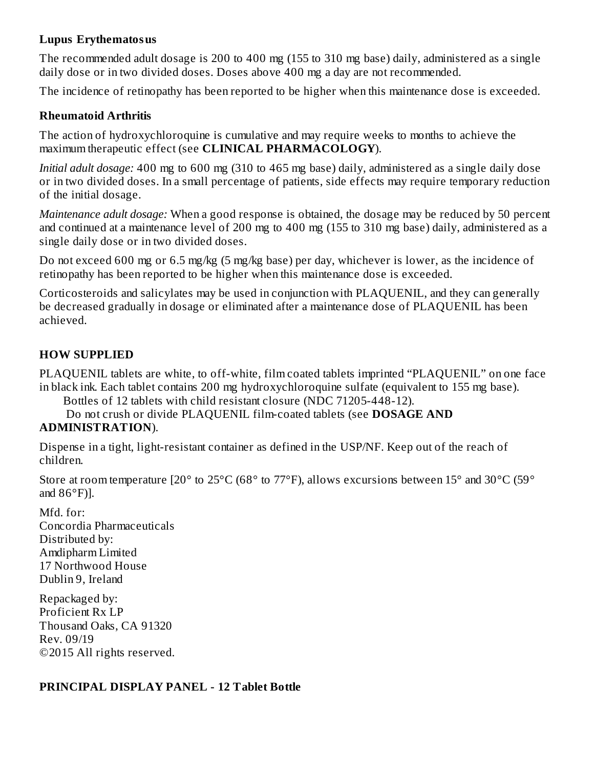### Lupus Erythematosus

The recommended adult dosage is 200 to 400 mg (155 to 310 mg base) daily, administered as a single daily dose or in two divided doses. Doses above 400 mg a day are not recommended.

The incidence of retinopathy has been reported to be higher when this maintenance dose is exceeded.

### Rheumatoid Arthritis

The action of hydroxychloroquine is cumulative and may require weeks to months to achieve the maximum therapeutic effect (see **CLINICAL PHARMACOLOGY**).

*Initial adult dosage:* 400 mg to 600 mg (310 to 465 mg base) daily, administered as a single daily dose or in two divided doses. In a small percentage of patients, side effects may require temporary reduction of the initial dosage.

*Maintenance adult dosage:* When a good response is obtained, the dosage may be reduced by 50 percent and continued at a maintenance level of 200 mg to 400 mg (155 to 310 mg base) daily, administered as a single daily dose or in two divided doses.

Do not exceed 600 mg or 6.5 mg/kg (5 mg/kg base) per day, whichever is lower, as the incidence of retinopathy has been reported to be higher when this maintenance dose is exceeded.

Corticosteroids and salicylates may be used in conjunction with PLAQUENIL, and they can generally be decreased gradually in dosage or eliminated after a maintenance dose of PLAQUENIL has been achieved.

## HOW SUPPLIED

PLAQUENIL tablets are white, to off-white, film coated tablets imprinted "PLAQUENIL" on one face in black ink. Each tablet contains 200 mg hydroxychloroquine sulfate (equivalent to 155 mg base).

Bottles of 12 tablets with child resistant closure (NDC 71205-448-12).

Do not crush or divide PLAQUENIL film-coated tablets (see **DOSAGE AND ADMINISTRATION**).

Dispense in a tight, light-resistant container as defined in the USP/NF. Keep out of the reach of children.

Store at room temperature [20° to 25°C (68° to 77°F), allows excursions between 15° and 30°C (59° and 86°F)].

Mfd. for:
Concordia Pharmaceuticals
Distributed by:
Amdipharm Limited
17 Northwood House
Dublin 9, Ireland

Repackaged by:
Proficient Rx LP
Thousand Oaks, CA 91320
Rev. 09/19
©2015 All rights reserved.

## PRINCIPAL DISPLAY PANEL - 12 Tablet Bottle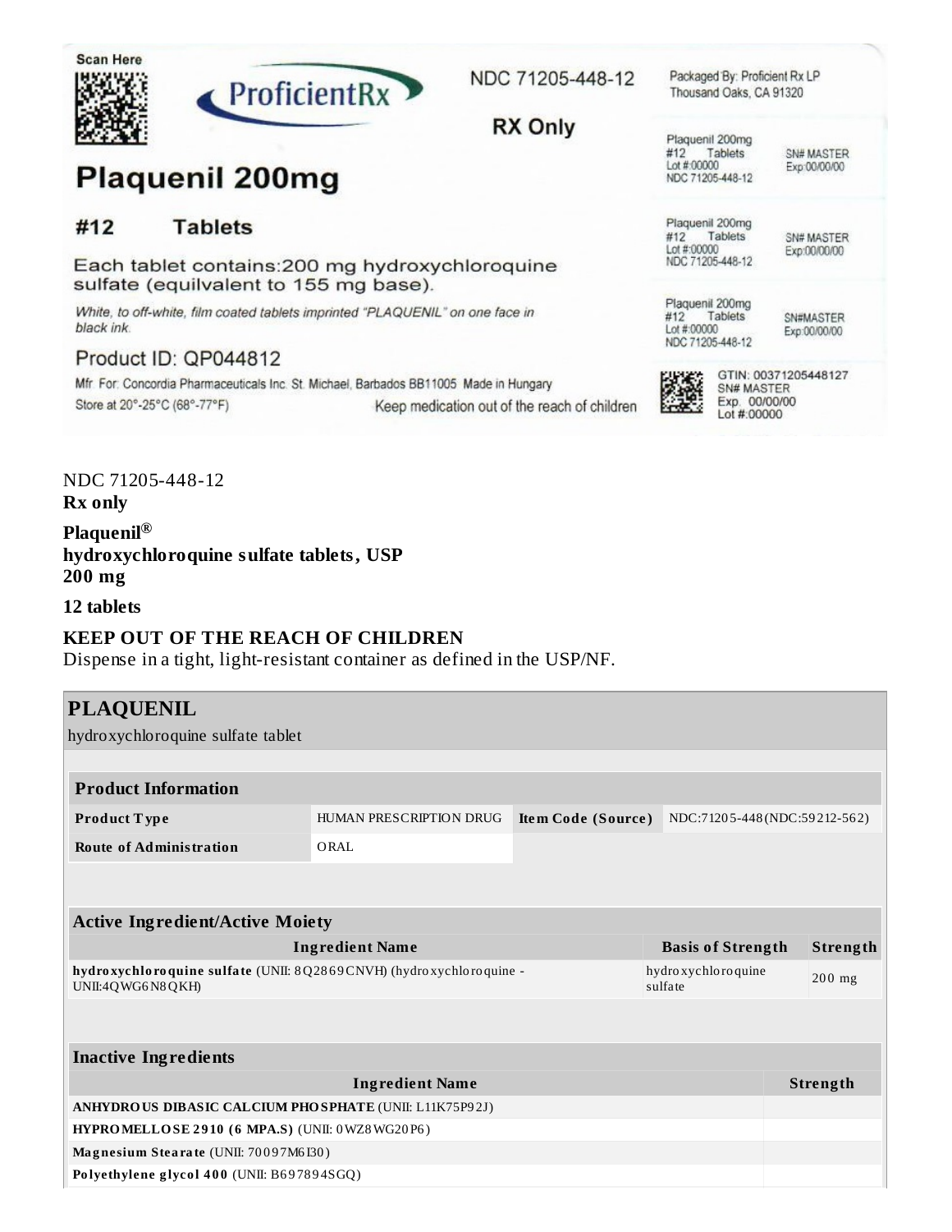Scan Here

ProficientRx

NDC 71205-448-12

RX Only

Packaged By: Proficient Rx LP
Thousand Oaks, CA 91320

**Plaquenil 200mg**

**#12 Tablets**

Each tablet contains:200 mg hydroxychloroquine sulfate (equilvalent to 155 mg base).

*White, to off-white, film coated tablets imprinted "PLAQUENIL" on one face in black ink.*

Product ID: QP044812

Mfr. For: Concordia Pharmaceuticals Inc. St. Michael, Barbados BB11005 Made in Hungary

Store at 20°-25°C (68°-77°F)

Keep medication out of the reach of children

Plaquenil 200mg
#12 Tablets
Lot #:00000
NDC 71205-448-12
SN# MASTER
Exp:00/00/00

Plaquenil 200mg
#12 Tablets
Lot #:00000
NDC 71205-448-12
SN# MASTER
Exp:00/00/00

Plaquenil 200mg
#12 Tablets
Lot #:00000
NDC 71205-448-12
SN#MASTER
Exp:00/00/00

GTIN: 00371205448127
SN# MASTER
Exp. 00/00/00
Lot #:00000

NDC 71205-448-12
**Rx only**

**Plaquenil®**
**hydroxychloroquine sulfate tablets, USP**
**200 mg**

**12 tablets**

**KEEP OUT OF THE REACH OF CHILDREN**
Dispense in a tight, light-resistant container as defined in the USP/NF.

## PLAQUENIL
hydroxychloroquine sulfate tablet

| **Product Information** | | | |
|---|---|---|---|
| **Product Type** | HUMAN PRESCRIPTION DRUG | **Item Code (Source)** | NDC:71205-448(NDC:59212-562) |
| **Route of Administration** | ORAL | | |

| **Active Ingredient/Active Moiety** | | |
|---|---|---|
| **Ingredient Name** | **Basis of Strength** | **Strength** |
| **hydroxychloroquine sulfate** (UNII: 8Q2869CNVH) (hydroxychloroquine - UNII:4QWG6N8QKH) | hydroxychloroquine sulfate | 200 mg |

| **Inactive Ingredients** | |
|---|---|
| **Ingredient Name** | **Strength** |
| **ANHYDROUS DIBASIC CALCIUM PHOSPHATE** (UNII: L11K75P92J) | |
| **HYPROMELLOSE 2910 (6 MPA.S)** (UNII: 0WZ8WG20P6) | |
| **Magnesium Stearate** (UNII: 70097M6I30) | |
| **Polyethylene glycol 400** (UNII: B697894SGQ) | |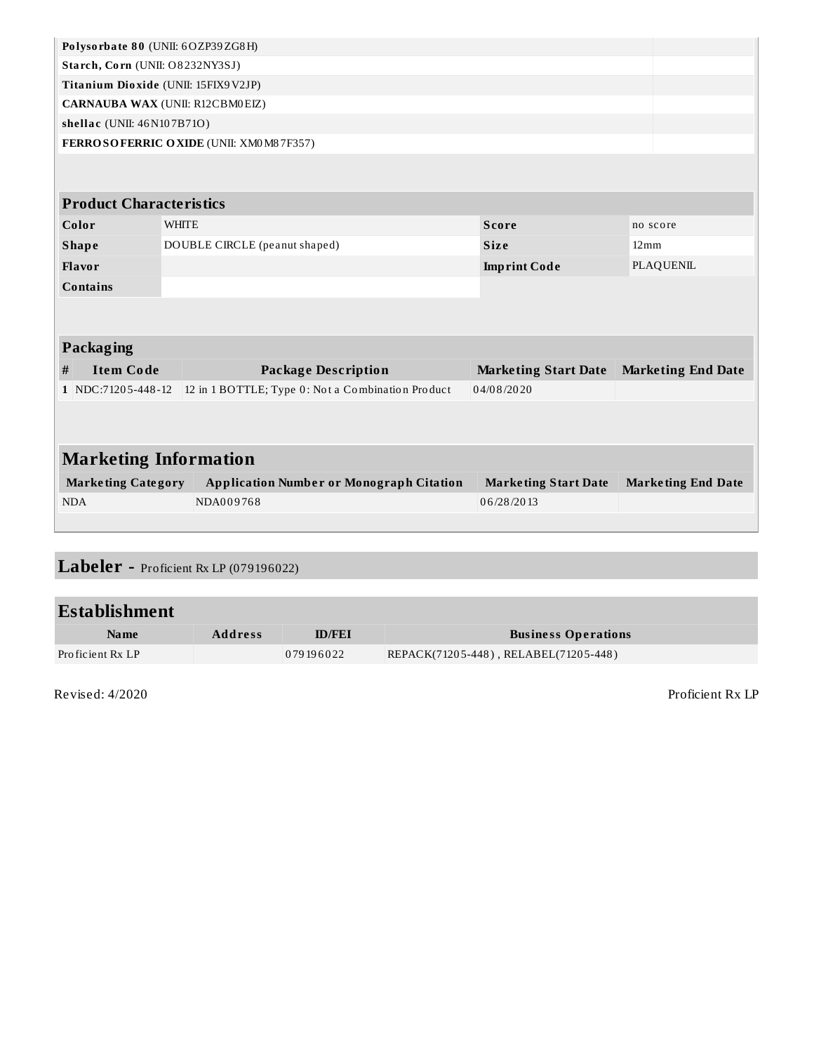| | |
|---|---|
| **Polysorbate 80** (UNII: 6OZP39ZG8H) | |
| **Starch, Corn** (UNII: O8232NY3SJ) | |
| **Titanium Dioxide** (UNII: 15FIX9V2JP) | |
| **CARNAUBA WAX** (UNII: R12CBM0EIZ) | |
| **shellac** (UNII: 46N107B71O) | |
| **FERROSOFERRIC OXIDE** (UNII: XM0M87F357) | |

| Product Characteristics | | | |
|---|---|---|---|
| **Color** | WHITE | **Score** | no score |
| **Shape** | DOUBLE CIRCLE (peanut shaped) | **Size** | 12mm |
| **Flavor** | | **Imprint Code** | PLAQUENIL |
| **Contains** | | | |

| Packaging | | | | |
|---|---|---|---|---|
| **#** | **Item Code** | **Package Description** | **Marketing Start Date** | **Marketing End Date** |
| 1 | NDC:71205-448-12 | 12 in 1 BOTTLE; Type 0: Not a Combination Product | 04/08/2020 | |

| Marketing Information | | | |
|---|---|---|---|
| **Marketing Category** | **Application Number or Monograph Citation** | **Marketing Start Date** | **Marketing End Date** |
| NDA | NDA009768 | 06/28/2013 | |

## Labeler - Proficient Rx LP (079196022)

| Establishment | | | |
|---|---|---|---|
| **Name** | **Address** | **ID/FEI** | **Business Operations** |
| Proficient Rx LP | | 079196022 | REPACK(71205-448) , RELABEL(71205-448) |

Revised: 4/2020

Proficient Rx LP